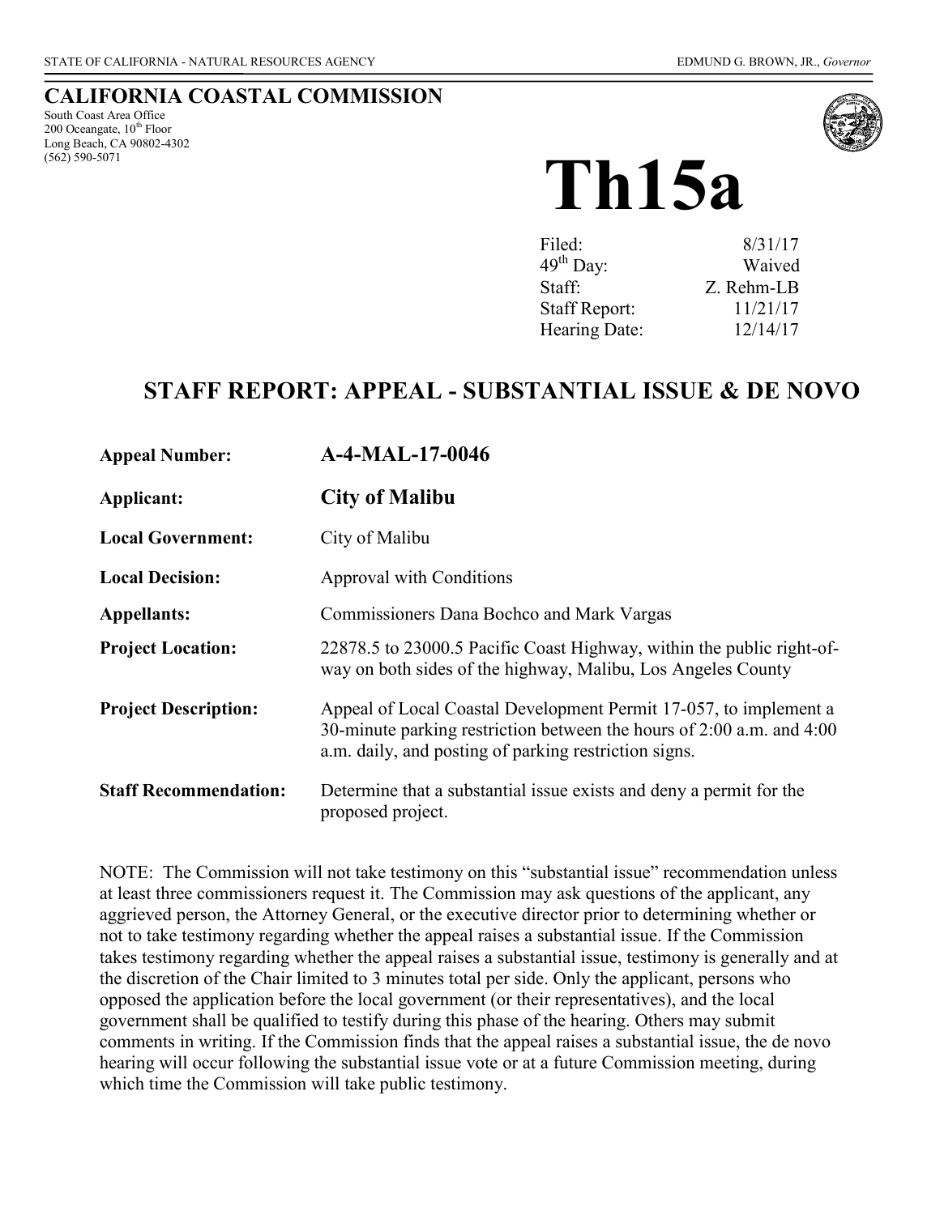STATE OF CALIFORNIA - NATURAL RESOURCES AGENCY EDMUND G. BROWN, JR., *Governor*

# CALIFORNIA COASTAL COMMISSION

South Coast Area Office
200 Oceangate, 10th Floor
Long Beach, CA 90802-4302
(562) 590-5071

# Th15a

| | |
|---|---|
| Filed: | 8/31/17 |
| 49th Day: | Waived |
| Staff: | Z. Rehm-LB |
| Staff Report: | 11/21/17 |
| Hearing Date: | 12/14/17 |

## STAFF REPORT: APPEAL - SUBSTANTIAL ISSUE & DE NOVO

| | |
|---|---|
| **Appeal Number:** | **A-4-MAL-17-0046** |
| **Applicant:** | **City of Malibu** |
| **Local Government:** | City of Malibu |
| **Local Decision:** | Approval with Conditions |
| **Appellants:** | Commissioners Dana Bochco and Mark Vargas |
| **Project Location:** | 22878.5 to 23000.5 Pacific Coast Highway, within the public right-of-way on both sides of the highway, Malibu, Los Angeles County |
| **Project Description:** | Appeal of Local Coastal Development Permit 17-057, to implement a 30-minute parking restriction between the hours of 2:00 a.m. and 4:00 a.m. daily, and posting of parking restriction signs. |
| **Staff Recommendation:** | Determine that a substantial issue exists and deny a permit for the proposed project. |

NOTE: The Commission will not take testimony on this "substantial issue" recommendation unless at least three commissioners request it. The Commission may ask questions of the applicant, any aggrieved person, the Attorney General, or the executive director prior to determining whether or not to take testimony regarding whether the appeal raises a substantial issue. If the Commission takes testimony regarding whether the appeal raises a substantial issue, testimony is generally and at the discretion of the Chair limited to 3 minutes total per side. Only the applicant, persons who opposed the application before the local government (or their representatives), and the local government shall be qualified to testify during this phase of the hearing. Others may submit comments in writing. If the Commission finds that the appeal raises a substantial issue, the de novo hearing will occur following the substantial issue vote or at a future Commission meeting, during which time the Commission will take public testimony.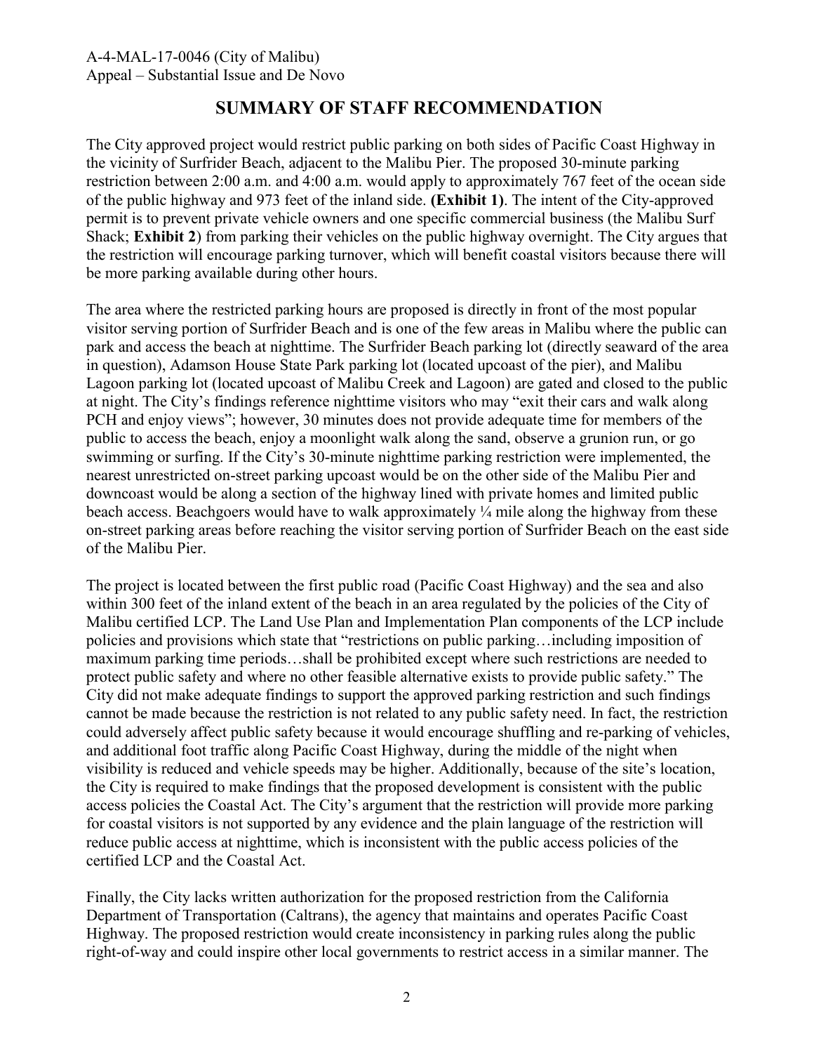## SUMMARY OF STAFF RECOMMENDATION

The City approved project would restrict public parking on both sides of Pacific Coast Highway in the vicinity of Surfrider Beach, adjacent to the Malibu Pier. The proposed 30-minute parking restriction between 2:00 a.m. and 4:00 a.m. would apply to approximately 767 feet of the ocean side of the public highway and 973 feet of the inland side. **(Exhibit 1)**. The intent of the City-approved permit is to prevent private vehicle owners and one specific commercial business (the Malibu Surf Shack; **Exhibit 2**) from parking their vehicles on the public highway overnight. The City argues that the restriction will encourage parking turnover, which will benefit coastal visitors because there will be more parking available during other hours.

The area where the restricted parking hours are proposed is directly in front of the most popular visitor serving portion of Surfrider Beach and is one of the few areas in Malibu where the public can park and access the beach at nighttime. The Surfrider Beach parking lot (directly seaward of the area in question), Adamson House State Park parking lot (located upcoast of the pier), and Malibu Lagoon parking lot (located upcoast of Malibu Creek and Lagoon) are gated and closed to the public at night. The City's findings reference nighttime visitors who may "exit their cars and walk along PCH and enjoy views"; however, 30 minutes does not provide adequate time for members of the public to access the beach, enjoy a moonlight walk along the sand, observe a grunion run, or go swimming or surfing. If the City's 30-minute nighttime parking restriction were implemented, the nearest unrestricted on-street parking upcoast would be on the other side of the Malibu Pier and downcoast would be along a section of the highway lined with private homes and limited public beach access. Beachgoers would have to walk approximately ¼ mile along the highway from these on-street parking areas before reaching the visitor serving portion of Surfrider Beach on the east side of the Malibu Pier.

The project is located between the first public road (Pacific Coast Highway) and the sea and also within 300 feet of the inland extent of the beach in an area regulated by the policies of the City of Malibu certified LCP. The Land Use Plan and Implementation Plan components of the LCP include policies and provisions which state that "restrictions on public parking…including imposition of maximum parking time periods…shall be prohibited except where such restrictions are needed to protect public safety and where no other feasible alternative exists to provide public safety." The City did not make adequate findings to support the approved parking restriction and such findings cannot be made because the restriction is not related to any public safety need. In fact, the restriction could adversely affect public safety because it would encourage shuffling and re-parking of vehicles, and additional foot traffic along Pacific Coast Highway, during the middle of the night when visibility is reduced and vehicle speeds may be higher. Additionally, because of the site's location, the City is required to make findings that the proposed development is consistent with the public access policies the Coastal Act. The City's argument that the restriction will provide more parking for coastal visitors is not supported by any evidence and the plain language of the restriction will reduce public access at nighttime, which is inconsistent with the public access policies of the certified LCP and the Coastal Act.

Finally, the City lacks written authorization for the proposed restriction from the California Department of Transportation (Caltrans), the agency that maintains and operates Pacific Coast Highway. The proposed restriction would create inconsistency in parking rules along the public right-of-way and could inspire other local governments to restrict access in a similar manner. The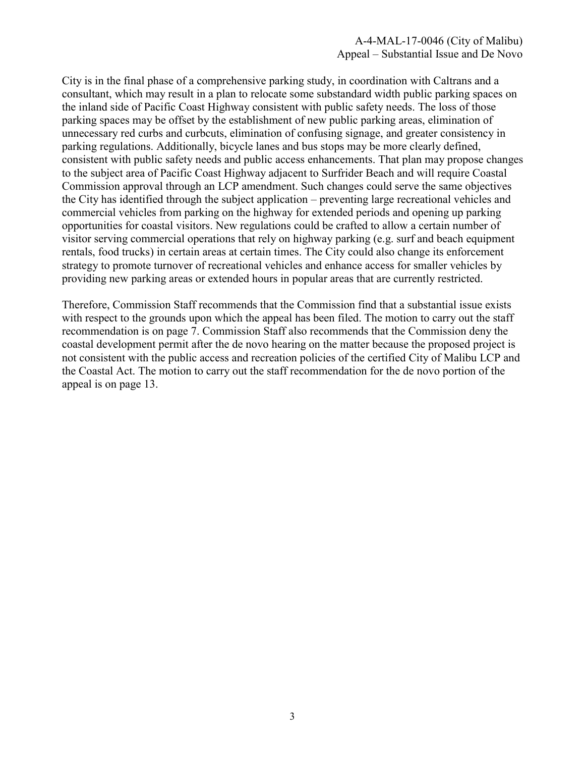City is in the final phase of a comprehensive parking study, in coordination with Caltrans and a consultant, which may result in a plan to relocate some substandard width public parking spaces on the inland side of Pacific Coast Highway consistent with public safety needs. The loss of those parking spaces may be offset by the establishment of new public parking areas, elimination of unnecessary red curbs and curbcuts, elimination of confusing signage, and greater consistency in parking regulations. Additionally, bicycle lanes and bus stops may be more clearly defined, consistent with public safety needs and public access enhancements. That plan may propose changes to the subject area of Pacific Coast Highway adjacent to Surfrider Beach and will require Coastal Commission approval through an LCP amendment. Such changes could serve the same objectives the City has identified through the subject application – preventing large recreational vehicles and commercial vehicles from parking on the highway for extended periods and opening up parking opportunities for coastal visitors. New regulations could be crafted to allow a certain number of visitor serving commercial operations that rely on highway parking (e.g. surf and beach equipment rentals, food trucks) in certain areas at certain times. The City could also change its enforcement strategy to promote turnover of recreational vehicles and enhance access for smaller vehicles by providing new parking areas or extended hours in popular areas that are currently restricted.

Therefore, Commission Staff recommends that the Commission find that a substantial issue exists with respect to the grounds upon which the appeal has been filed. The motion to carry out the staff recommendation is on page 7. Commission Staff also recommends that the Commission deny the coastal development permit after the de novo hearing on the matter because the proposed project is not consistent with the public access and recreation policies of the certified City of Malibu LCP and the Coastal Act. The motion to carry out the staff recommendation for the de novo portion of the appeal is on page 13.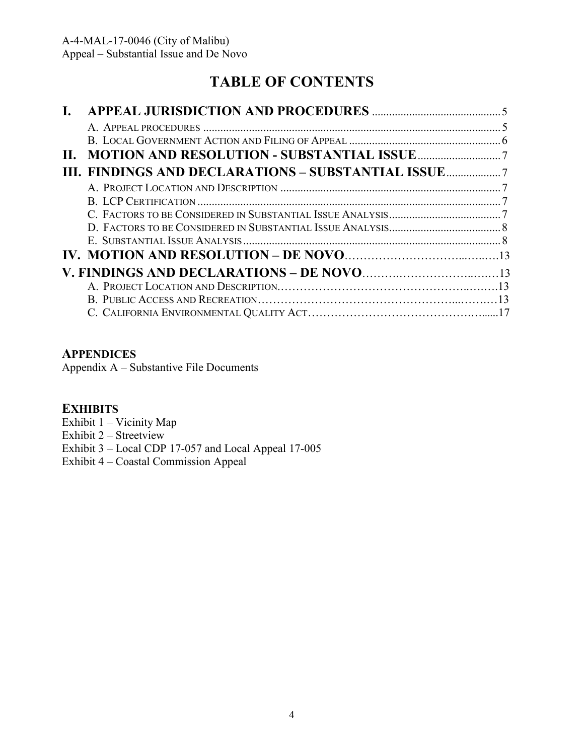# TABLE OF CONTENTS

**I. APPEAL JURISDICTION AND PROCEDURES** ............................................ 5

- A. Appeal procedures ........................................................................................................ 5
- B. Local Government Action and Filing of Appeal ..................................................... 6

**II. MOTION AND RESOLUTION - SUBSTANTIAL ISSUE** ............................ 7

**III. FINDINGS AND DECLARATIONS – SUBSTANTIAL ISSUE** ................... 7

- A. Project Location and Description ............................................................................. 7
- B. LCP Certification ........................................................................................................... 7
- C. Factors to be Considered in Substantial Issue Analysis ....................................... 7
- D. Factors to be Considered in Substantial Issue Analysis....................................... 8
- E. Substantial Issue Analysis .......................................................................................... 8

**IV. MOTION AND RESOLUTION – DE NOVO**…………………………...…..….13

**V. FINDINGS AND DECLARATIONS – DE NOVO**……….………………..….…13

- A. Project Location and Description.……………………………………………..…….13
- B. Public Access and Recreation……………………………………………...…….…13
- C. California Environmental Quality Act…………………………………….…......17

**Appendices**

Appendix A – Substantive File Documents

**Exhibits**

Exhibit 1 – Vicinity Map
Exhibit 2 – Streetview
Exhibit 3 – Local CDP 17-057 and Local Appeal 17-005
Exhibit 4 – Coastal Commission Appeal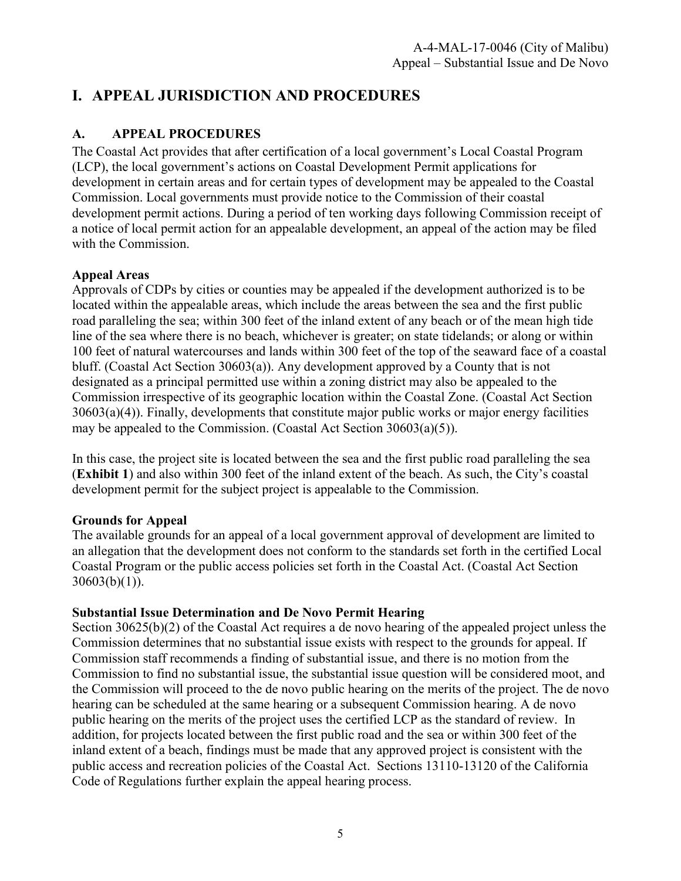# I. APPEAL JURISDICTION AND PROCEDURES

## A. APPEAL PROCEDURES

The Coastal Act provides that after certification of a local government's Local Coastal Program (LCP), the local government's actions on Coastal Development Permit applications for development in certain areas and for certain types of development may be appealed to the Coastal Commission. Local governments must provide notice to the Commission of their coastal development permit actions. During a period of ten working days following Commission receipt of a notice of local permit action for an appealable development, an appeal of the action may be filed with the Commission.

### Appeal Areas

Approvals of CDPs by cities or counties may be appealed if the development authorized is to be located within the appealable areas, which include the areas between the sea and the first public road paralleling the sea; within 300 feet of the inland extent of any beach or of the mean high tide line of the sea where there is no beach, whichever is greater; on state tidelands; or along or within 100 feet of natural watercourses and lands within 300 feet of the top of the seaward face of a coastal bluff. (Coastal Act Section 30603(a)). Any development approved by a County that is not designated as a principal permitted use within a zoning district may also be appealed to the Commission irrespective of its geographic location within the Coastal Zone. (Coastal Act Section 30603(a)(4)). Finally, developments that constitute major public works or major energy facilities may be appealed to the Commission. (Coastal Act Section 30603(a)(5)).

In this case, the project site is located between the sea and the first public road paralleling the sea (**Exhibit 1**) and also within 300 feet of the inland extent of the beach. As such, the City's coastal development permit for the subject project is appealable to the Commission.

### Grounds for Appeal

The available grounds for an appeal of a local government approval of development are limited to an allegation that the development does not conform to the standards set forth in the certified Local Coastal Program or the public access policies set forth in the Coastal Act. (Coastal Act Section 30603(b)(1)).

### Substantial Issue Determination and De Novo Permit Hearing

Section 30625(b)(2) of the Coastal Act requires a de novo hearing of the appealed project unless the Commission determines that no substantial issue exists with respect to the grounds for appeal. If Commission staff recommends a finding of substantial issue, and there is no motion from the Commission to find no substantial issue, the substantial issue question will be considered moot, and the Commission will proceed to the de novo public hearing on the merits of the project. The de novo hearing can be scheduled at the same hearing or a subsequent Commission hearing. A de novo public hearing on the merits of the project uses the certified LCP as the standard of review. In addition, for projects located between the first public road and the sea or within 300 feet of the inland extent of a beach, findings must be made that any approved project is consistent with the public access and recreation policies of the Coastal Act. Sections 13110-13120 of the California Code of Regulations further explain the appeal hearing process.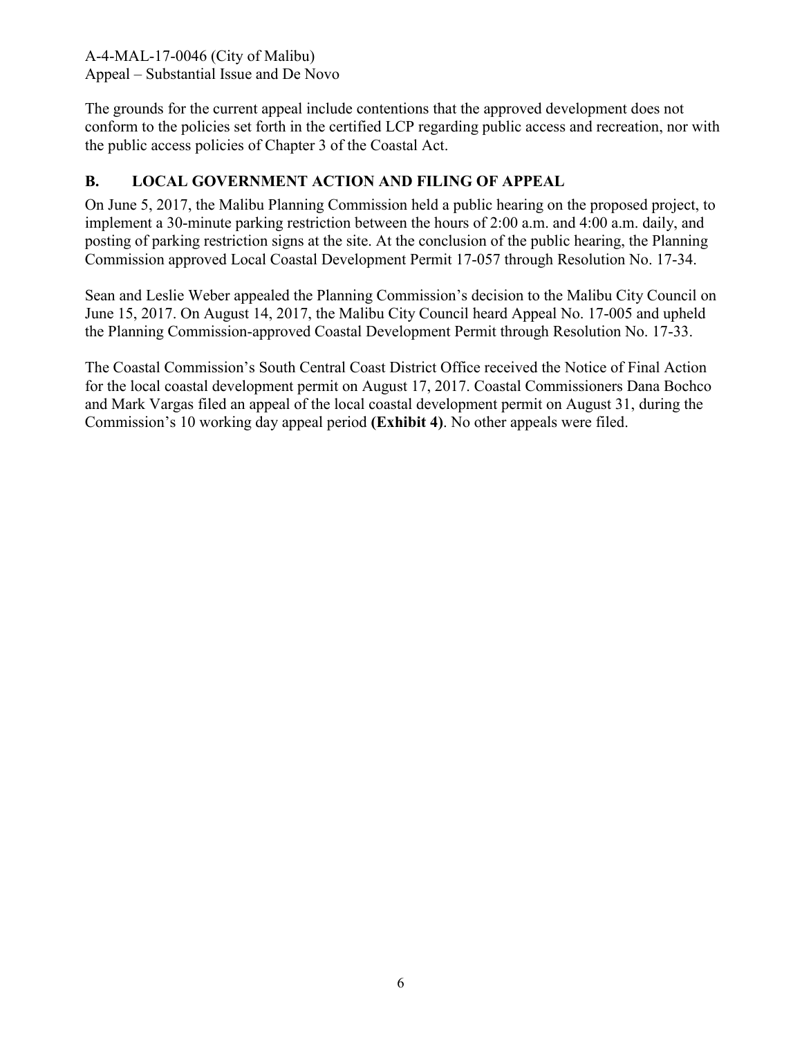The grounds for the current appeal include contentions that the approved development does not conform to the policies set forth in the certified LCP regarding public access and recreation, nor with the public access policies of Chapter 3 of the Coastal Act.

## B. LOCAL GOVERNMENT ACTION AND FILING OF APPEAL

On June 5, 2017, the Malibu Planning Commission held a public hearing on the proposed project, to implement a 30-minute parking restriction between the hours of 2:00 a.m. and 4:00 a.m. daily, and posting of parking restriction signs at the site. At the conclusion of the public hearing, the Planning Commission approved Local Coastal Development Permit 17-057 through Resolution No. 17-34.

Sean and Leslie Weber appealed the Planning Commission's decision to the Malibu City Council on June 15, 2017. On August 14, 2017, the Malibu City Council heard Appeal No. 17-005 and upheld the Planning Commission-approved Coastal Development Permit through Resolution No. 17-33.

The Coastal Commission's South Central Coast District Office received the Notice of Final Action for the local coastal development permit on August 17, 2017. Coastal Commissioners Dana Bochco and Mark Vargas filed an appeal of the local coastal development permit on August 31, during the Commission's 10 working day appeal period **(Exhibit 4)**. No other appeals were filed.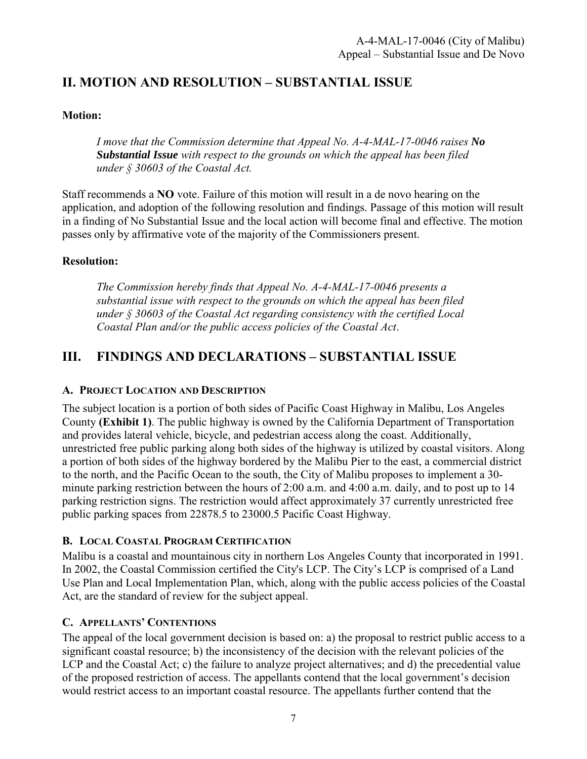## II. MOTION AND RESOLUTION – SUBSTANTIAL ISSUE

**Motion:**

> *I move that the Commission determine that Appeal No. A-4-MAL-17-0046 raises* ***No Substantial Issue*** *with respect to the grounds on which the appeal has been filed under § 30603 of the Coastal Act.*

Staff recommends a **NO** vote. Failure of this motion will result in a de novo hearing on the application, and adoption of the following resolution and findings. Passage of this motion will result in a finding of No Substantial Issue and the local action will become final and effective. The motion passes only by affirmative vote of the majority of the Commissioners present.

**Resolution:**

> *The Commission hereby finds that Appeal No. A-4-MAL-17-0046 presents a substantial issue with respect to the grounds on which the appeal has been filed under § 30603 of the Coastal Act regarding consistency with the certified Local Coastal Plan and/or the public access policies of the Coastal Act.*

## III. FINDINGS AND DECLARATIONS – SUBSTANTIAL ISSUE

### A. Project Location and Description

The subject location is a portion of both sides of Pacific Coast Highway in Malibu, Los Angeles County **(Exhibit 1)**. The public highway is owned by the California Department of Transportation and provides lateral vehicle, bicycle, and pedestrian access along the coast. Additionally, unrestricted free public parking along both sides of the highway is utilized by coastal visitors. Along a portion of both sides of the highway bordered by the Malibu Pier to the east, a commercial district to the north, and the Pacific Ocean to the south, the City of Malibu proposes to implement a 30-minute parking restriction between the hours of 2:00 a.m. and 4:00 a.m. daily, and to post up to 14 parking restriction signs. The restriction would affect approximately 37 currently unrestricted free public parking spaces from 22878.5 to 23000.5 Pacific Coast Highway.

### B. Local Coastal Program Certification

Malibu is a coastal and mountainous city in northern Los Angeles County that incorporated in 1991. In 2002, the Coastal Commission certified the City's LCP. The City's LCP is comprised of a Land Use Plan and Local Implementation Plan, which, along with the public access policies of the Coastal Act, are the standard of review for the subject appeal.

### C. Appellants' Contentions

The appeal of the local government decision is based on: a) the proposal to restrict public access to a significant coastal resource; b) the inconsistency of the decision with the relevant policies of the LCP and the Coastal Act; c) the failure to analyze project alternatives; and d) the precedential value of the proposed restriction of access. The appellants contend that the local government's decision would restrict access to an important coastal resource. The appellants further contend that the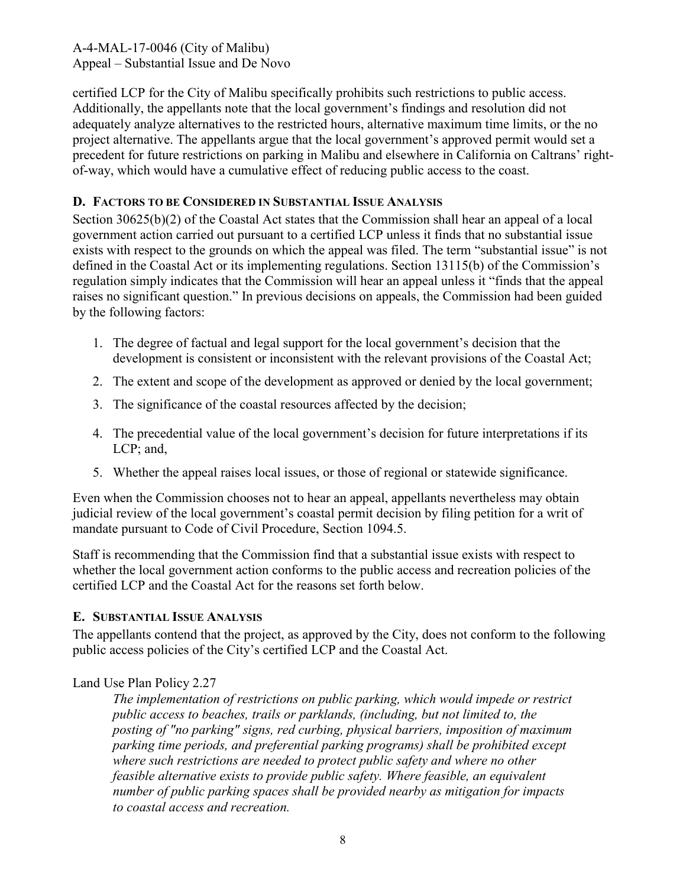certified LCP for the City of Malibu specifically prohibits such restrictions to public access. Additionally, the appellants note that the local government's findings and resolution did not adequately analyze alternatives to the restricted hours, alternative maximum time limits, or the no project alternative. The appellants argue that the local government's approved permit would set a precedent for future restrictions on parking in Malibu and elsewhere in California on Caltrans' right-of-way, which would have a cumulative effect of reducing public access to the coast.

### D. Factors to be Considered in Substantial Issue Analysis

Section 30625(b)(2) of the Coastal Act states that the Commission shall hear an appeal of a local government action carried out pursuant to a certified LCP unless it finds that no substantial issue exists with respect to the grounds on which the appeal was filed. The term "substantial issue" is not defined in the Coastal Act or its implementing regulations. Section 13115(b) of the Commission's regulation simply indicates that the Commission will hear an appeal unless it "finds that the appeal raises no significant question." In previous decisions on appeals, the Commission had been guided by the following factors:

1. The degree of factual and legal support for the local government's decision that the development is consistent or inconsistent with the relevant provisions of the Coastal Act;
2. The extent and scope of the development as approved or denied by the local government;
3. The significance of the coastal resources affected by the decision;
4. The precedential value of the local government's decision for future interpretations if its LCP; and,
5. Whether the appeal raises local issues, or those of regional or statewide significance.

Even when the Commission chooses not to hear an appeal, appellants nevertheless may obtain judicial review of the local government's coastal permit decision by filing petition for a writ of mandate pursuant to Code of Civil Procedure, Section 1094.5.

Staff is recommending that the Commission find that a substantial issue exists with respect to whether the local government action conforms to the public access and recreation policies of the certified LCP and the Coastal Act for the reasons set forth below.

### E. Substantial Issue Analysis

The appellants contend that the project, as approved by the City, does not conform to the following public access policies of the City's certified LCP and the Coastal Act.

Land Use Plan Policy 2.27

> *The implementation of restrictions on public parking, which would impede or restrict public access to beaches, trails or parklands, (including, but not limited to, the posting of "no parking" signs, red curbing, physical barriers, imposition of maximum parking time periods, and preferential parking programs) shall be prohibited except where such restrictions are needed to protect public safety and where no other feasible alternative exists to provide public safety. Where feasible, an equivalent number of public parking spaces shall be provided nearby as mitigation for impacts to coastal access and recreation.*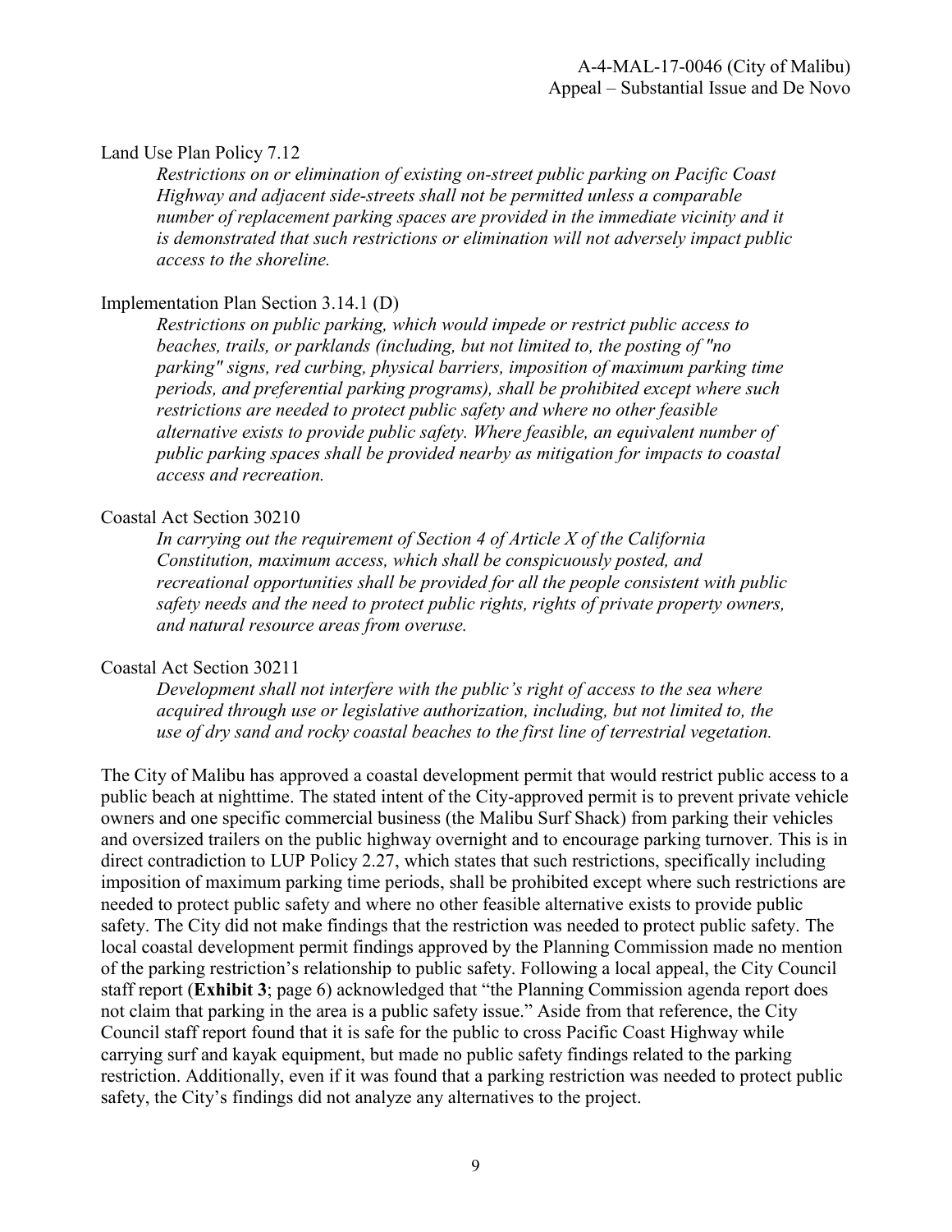Land Use Plan Policy 7.12

> *Restrictions on or elimination of existing on-street public parking on Pacific Coast Highway and adjacent side-streets shall not be permitted unless a comparable number of replacement parking spaces are provided in the immediate vicinity and it is demonstrated that such restrictions or elimination will not adversely impact public access to the shoreline.*

Implementation Plan Section 3.14.1 (D)

> *Restrictions on public parking, which would impede or restrict public access to beaches, trails, or parklands (including, but not limited to, the posting of "no parking" signs, red curbing, physical barriers, imposition of maximum parking time periods, and preferential parking programs), shall be prohibited except where such restrictions are needed to protect public safety and where no other feasible alternative exists to provide public safety. Where feasible, an equivalent number of public parking spaces shall be provided nearby as mitigation for impacts to coastal access and recreation.*

Coastal Act Section 30210

> *In carrying out the requirement of Section 4 of Article X of the California Constitution, maximum access, which shall be conspicuously posted, and recreational opportunities shall be provided for all the people consistent with public safety needs and the need to protect public rights, rights of private property owners, and natural resource areas from overuse.*

Coastal Act Section 30211

> *Development shall not interfere with the public's right of access to the sea where acquired through use or legislative authorization, including, but not limited to, the use of dry sand and rocky coastal beaches to the first line of terrestrial vegetation.*

The City of Malibu has approved a coastal development permit that would restrict public access to a public beach at nighttime. The stated intent of the City-approved permit is to prevent private vehicle owners and one specific commercial business (the Malibu Surf Shack) from parking their vehicles and oversized trailers on the public highway overnight and to encourage parking turnover. This is in direct contradiction to LUP Policy 2.27, which states that such restrictions, specifically including imposition of maximum parking time periods, shall be prohibited except where such restrictions are needed to protect public safety and where no other feasible alternative exists to provide public safety. The City did not make findings that the restriction was needed to protect public safety. The local coastal development permit findings approved by the Planning Commission made no mention of the parking restriction's relationship to public safety. Following a local appeal, the City Council staff report (**Exhibit 3**; page 6) acknowledged that "the Planning Commission agenda report does not claim that parking in the area is a public safety issue." Aside from that reference, the City Council staff report found that it is safe for the public to cross Pacific Coast Highway while carrying surf and kayak equipment, but made no public safety findings related to the parking restriction. Additionally, even if it was found that a parking restriction was needed to protect public safety, the City's findings did not analyze any alternatives to the project.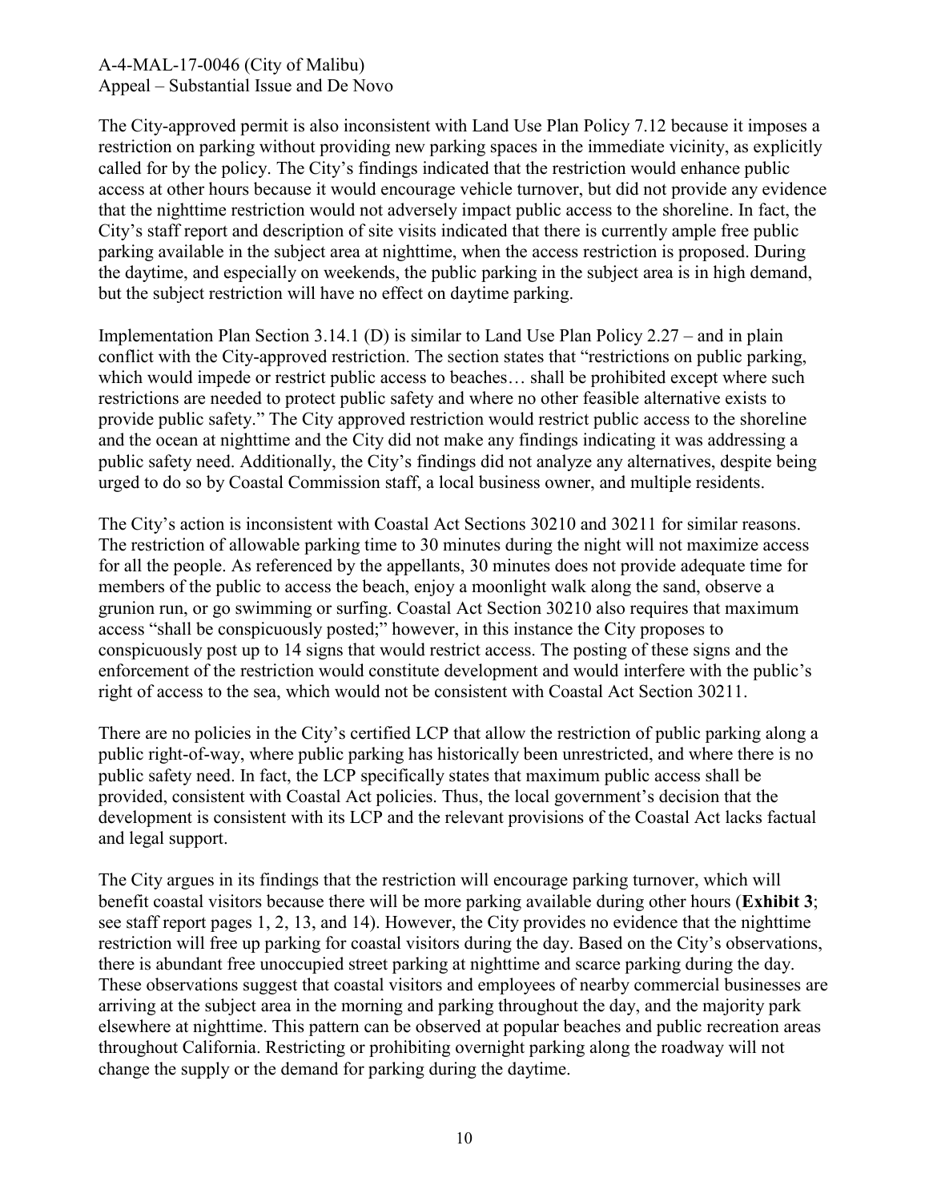The City-approved permit is also inconsistent with Land Use Plan Policy 7.12 because it imposes a restriction on parking without providing new parking spaces in the immediate vicinity, as explicitly called for by the policy. The City's findings indicated that the restriction would enhance public access at other hours because it would encourage vehicle turnover, but did not provide any evidence that the nighttime restriction would not adversely impact public access to the shoreline. In fact, the City's staff report and description of site visits indicated that there is currently ample free public parking available in the subject area at nighttime, when the access restriction is proposed. During the daytime, and especially on weekends, the public parking in the subject area is in high demand, but the subject restriction will have no effect on daytime parking.

Implementation Plan Section 3.14.1 (D) is similar to Land Use Plan Policy 2.27 – and in plain conflict with the City-approved restriction. The section states that "restrictions on public parking, which would impede or restrict public access to beaches… shall be prohibited except where such restrictions are needed to protect public safety and where no other feasible alternative exists to provide public safety." The City approved restriction would restrict public access to the shoreline and the ocean at nighttime and the City did not make any findings indicating it was addressing a public safety need. Additionally, the City's findings did not analyze any alternatives, despite being urged to do so by Coastal Commission staff, a local business owner, and multiple residents.

The City's action is inconsistent with Coastal Act Sections 30210 and 30211 for similar reasons. The restriction of allowable parking time to 30 minutes during the night will not maximize access for all the people. As referenced by the appellants, 30 minutes does not provide adequate time for members of the public to access the beach, enjoy a moonlight walk along the sand, observe a grunion run, or go swimming or surfing. Coastal Act Section 30210 also requires that maximum access "shall be conspicuously posted;" however, in this instance the City proposes to conspicuously post up to 14 signs that would restrict access. The posting of these signs and the enforcement of the restriction would constitute development and would interfere with the public's right of access to the sea, which would not be consistent with Coastal Act Section 30211.

There are no policies in the City's certified LCP that allow the restriction of public parking along a public right-of-way, where public parking has historically been unrestricted, and where there is no public safety need. In fact, the LCP specifically states that maximum public access shall be provided, consistent with Coastal Act policies. Thus, the local government's decision that the development is consistent with its LCP and the relevant provisions of the Coastal Act lacks factual and legal support.

The City argues in its findings that the restriction will encourage parking turnover, which will benefit coastal visitors because there will be more parking available during other hours (**Exhibit 3**; see staff report pages 1, 2, 13, and 14). However, the City provides no evidence that the nighttime restriction will free up parking for coastal visitors during the day. Based on the City's observations, there is abundant free unoccupied street parking at nighttime and scarce parking during the day. These observations suggest that coastal visitors and employees of nearby commercial businesses are arriving at the subject area in the morning and parking throughout the day, and the majority park elsewhere at nighttime. This pattern can be observed at popular beaches and public recreation areas throughout California. Restricting or prohibiting overnight parking along the roadway will not change the supply or the demand for parking during the daytime.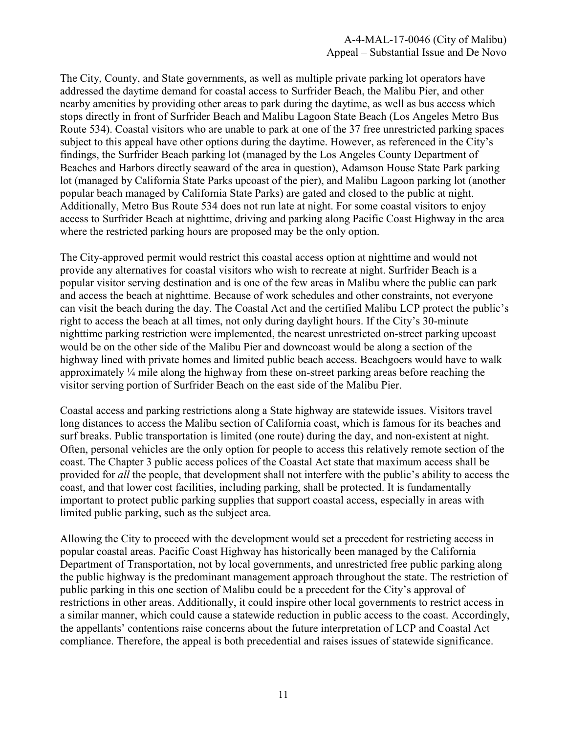The City, County, and State governments, as well as multiple private parking lot operators have addressed the daytime demand for coastal access to Surfrider Beach, the Malibu Pier, and other nearby amenities by providing other areas to park during the daytime, as well as bus access which stops directly in front of Surfrider Beach and Malibu Lagoon State Beach (Los Angeles Metro Bus Route 534). Coastal visitors who are unable to park at one of the 37 free unrestricted parking spaces subject to this appeal have other options during the daytime. However, as referenced in the City's findings, the Surfrider Beach parking lot (managed by the Los Angeles County Department of Beaches and Harbors directly seaward of the area in question), Adamson House State Park parking lot (managed by California State Parks upcoast of the pier), and Malibu Lagoon parking lot (another popular beach managed by California State Parks) are gated and closed to the public at night. Additionally, Metro Bus Route 534 does not run late at night. For some coastal visitors to enjoy access to Surfrider Beach at nighttime, driving and parking along Pacific Coast Highway in the area where the restricted parking hours are proposed may be the only option.

The City-approved permit would restrict this coastal access option at nighttime and would not provide any alternatives for coastal visitors who wish to recreate at night. Surfrider Beach is a popular visitor serving destination and is one of the few areas in Malibu where the public can park and access the beach at nighttime. Because of work schedules and other constraints, not everyone can visit the beach during the day. The Coastal Act and the certified Malibu LCP protect the public's right to access the beach at all times, not only during daylight hours. If the City's 30-minute nighttime parking restriction were implemented, the nearest unrestricted on-street parking upcoast would be on the other side of the Malibu Pier and downcoast would be along a section of the highway lined with private homes and limited public beach access. Beachgoers would have to walk approximately ¼ mile along the highway from these on-street parking areas before reaching the visitor serving portion of Surfrider Beach on the east side of the Malibu Pier.

Coastal access and parking restrictions along a State highway are statewide issues. Visitors travel long distances to access the Malibu section of California coast, which is famous for its beaches and surf breaks. Public transportation is limited (one route) during the day, and non-existent at night. Often, personal vehicles are the only option for people to access this relatively remote section of the coast. The Chapter 3 public access polices of the Coastal Act state that maximum access shall be provided for *all* the people, that development shall not interfere with the public's ability to access the coast, and that lower cost facilities, including parking, shall be protected. It is fundamentally important to protect public parking supplies that support coastal access, especially in areas with limited public parking, such as the subject area.

Allowing the City to proceed with the development would set a precedent for restricting access in popular coastal areas. Pacific Coast Highway has historically been managed by the California Department of Transportation, not by local governments, and unrestricted free public parking along the public highway is the predominant management approach throughout the state. The restriction of public parking in this one section of Malibu could be a precedent for the City's approval of restrictions in other areas. Additionally, it could inspire other local governments to restrict access in a similar manner, which could cause a statewide reduction in public access to the coast. Accordingly, the appellants' contentions raise concerns about the future interpretation of LCP and Coastal Act compliance. Therefore, the appeal is both precedential and raises issues of statewide significance.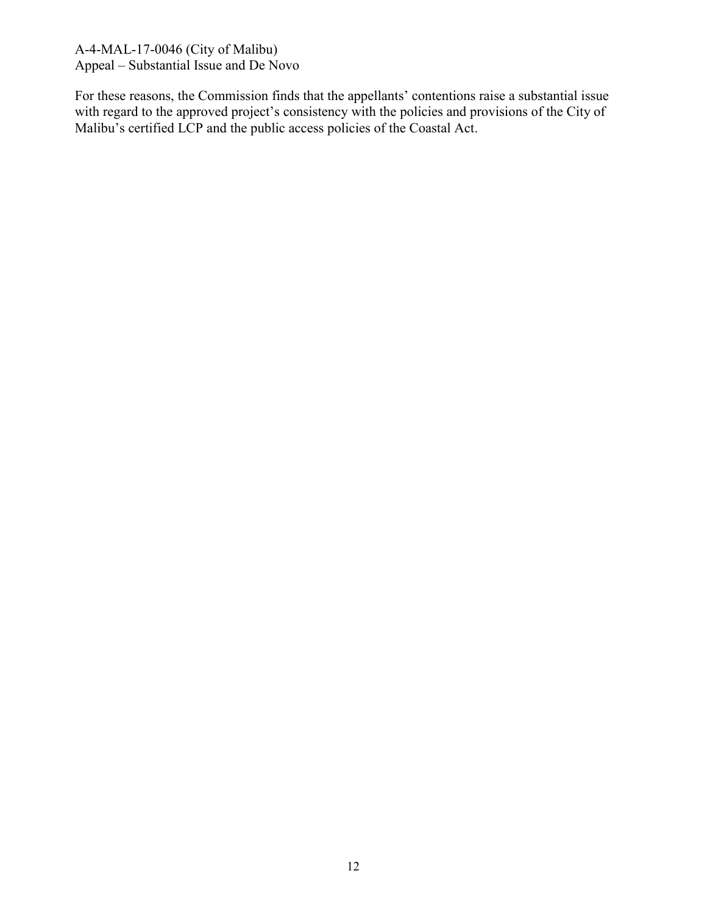For these reasons, the Commission finds that the appellants' contentions raise a substantial issue with regard to the approved project's consistency with the policies and provisions of the City of Malibu's certified LCP and the public access policies of the Coastal Act.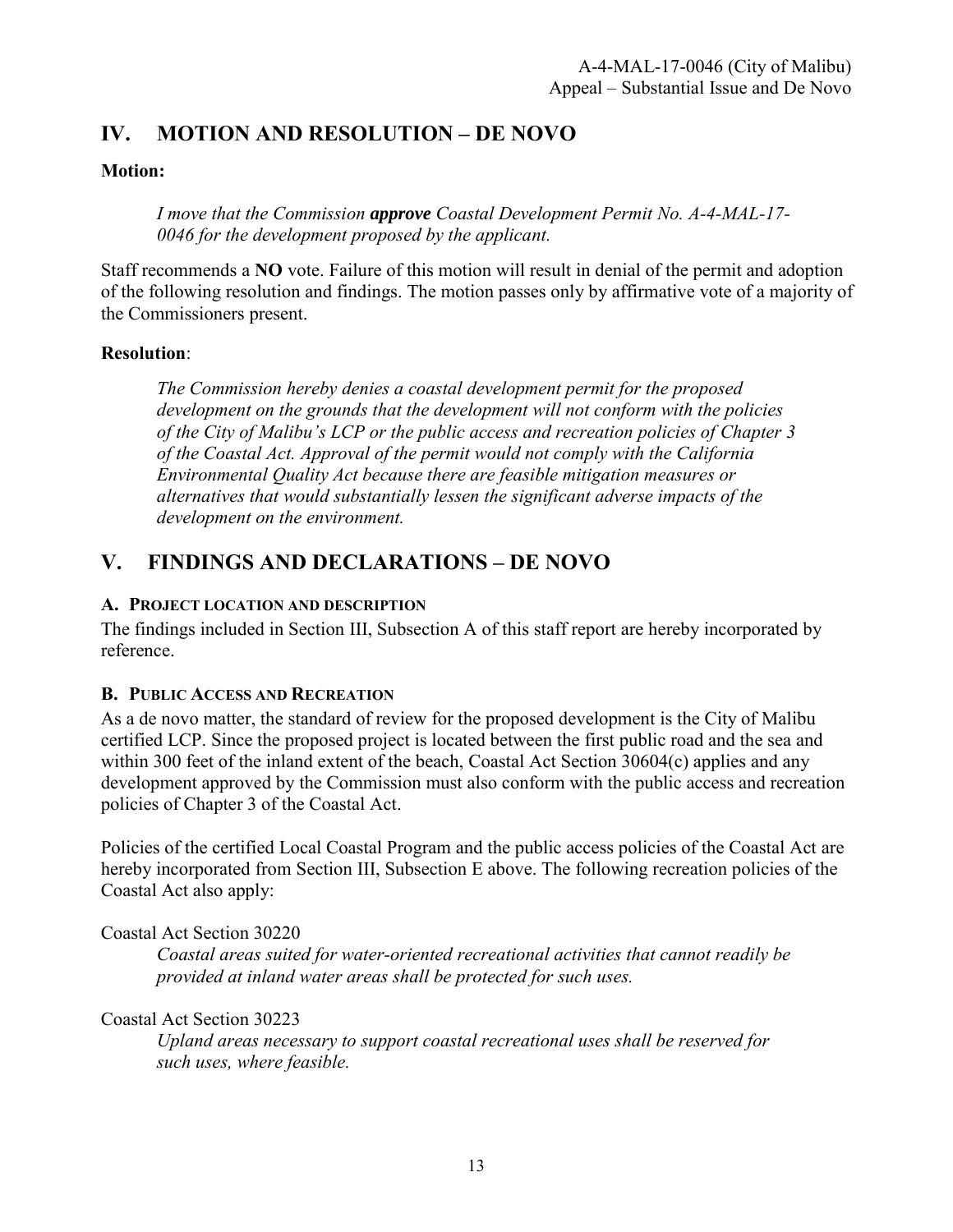## IV. MOTION AND RESOLUTION – DE NOVO

**Motion:**

> *I move that the Commission **approve** Coastal Development Permit No. A-4-MAL-17-0046 for the development proposed by the applicant.*

Staff recommends a **NO** vote. Failure of this motion will result in denial of the permit and adoption of the following resolution and findings. The motion passes only by affirmative vote of a majority of the Commissioners present.

**Resolution**:

> *The Commission hereby denies a coastal development permit for the proposed development on the grounds that the development will not conform with the policies of the City of Malibu's LCP or the public access and recreation policies of Chapter 3 of the Coastal Act. Approval of the permit would not comply with the California Environmental Quality Act because there are feasible mitigation measures or alternatives that would substantially lessen the significant adverse impacts of the development on the environment.*

## V. FINDINGS AND DECLARATIONS – DE NOVO

### A. PROJECT LOCATION AND DESCRIPTION

The findings included in Section III, Subsection A of this staff report are hereby incorporated by reference.

### B. PUBLIC ACCESS AND RECREATION

As a de novo matter, the standard of review for the proposed development is the City of Malibu certified LCP. Since the proposed project is located between the first public road and the sea and within 300 feet of the inland extent of the beach, Coastal Act Section 30604(c) applies and any development approved by the Commission must also conform with the public access and recreation policies of Chapter 3 of the Coastal Act.

Policies of the certified Local Coastal Program and the public access policies of the Coastal Act are hereby incorporated from Section III, Subsection E above. The following recreation policies of the Coastal Act also apply:

Coastal Act Section 30220

> *Coastal areas suited for water-oriented recreational activities that cannot readily be provided at inland water areas shall be protected for such uses.*

Coastal Act Section 30223

> *Upland areas necessary to support coastal recreational uses shall be reserved for such uses, where feasible.*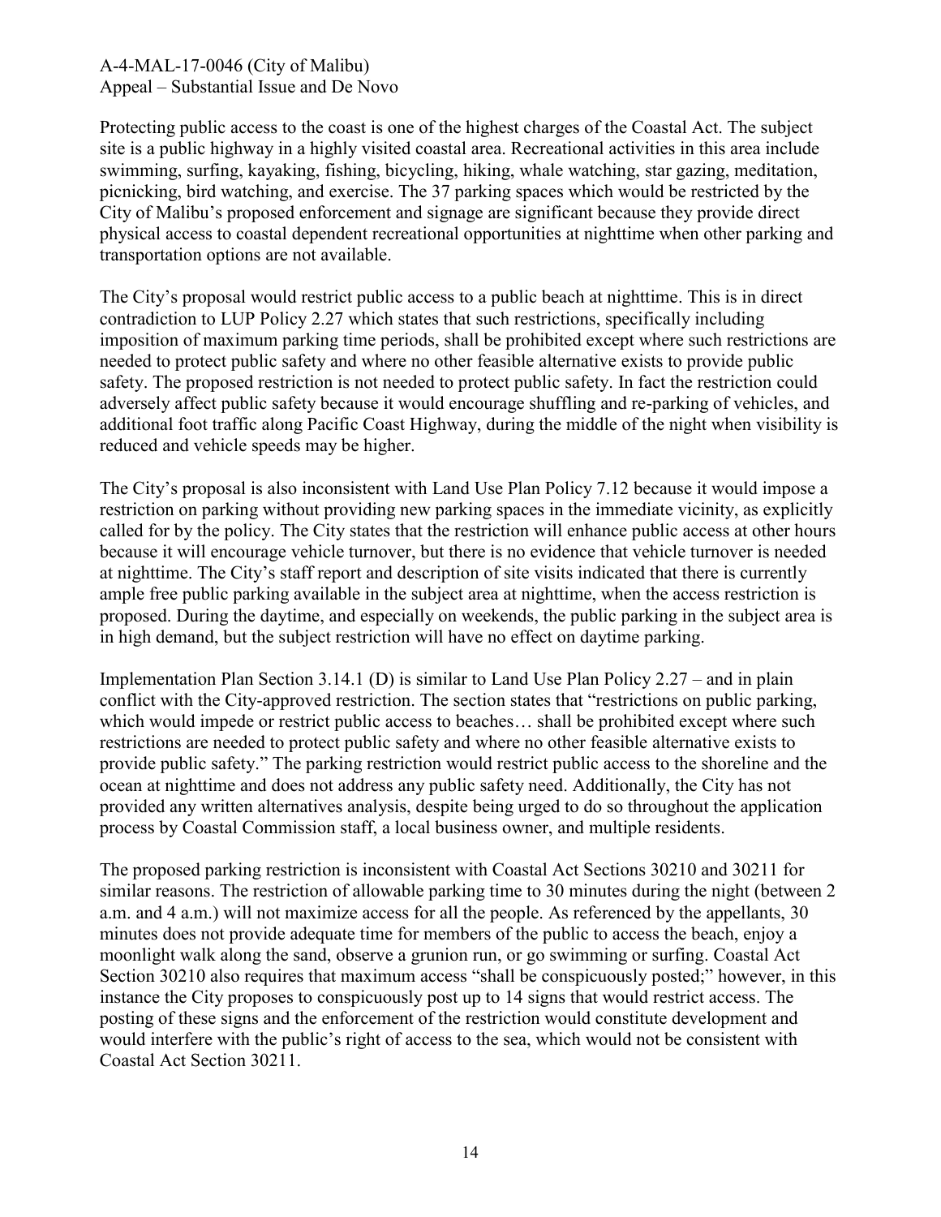Protecting public access to the coast is one of the highest charges of the Coastal Act. The subject site is a public highway in a highly visited coastal area. Recreational activities in this area include swimming, surfing, kayaking, fishing, bicycling, hiking, whale watching, star gazing, meditation, picnicking, bird watching, and exercise. The 37 parking spaces which would be restricted by the City of Malibu's proposed enforcement and signage are significant because they provide direct physical access to coastal dependent recreational opportunities at nighttime when other parking and transportation options are not available.

The City's proposal would restrict public access to a public beach at nighttime. This is in direct contradiction to LUP Policy 2.27 which states that such restrictions, specifically including imposition of maximum parking time periods, shall be prohibited except where such restrictions are needed to protect public safety and where no other feasible alternative exists to provide public safety. The proposed restriction is not needed to protect public safety. In fact the restriction could adversely affect public safety because it would encourage shuffling and re-parking of vehicles, and additional foot traffic along Pacific Coast Highway, during the middle of the night when visibility is reduced and vehicle speeds may be higher.

The City's proposal is also inconsistent with Land Use Plan Policy 7.12 because it would impose a restriction on parking without providing new parking spaces in the immediate vicinity, as explicitly called for by the policy. The City states that the restriction will enhance public access at other hours because it will encourage vehicle turnover, but there is no evidence that vehicle turnover is needed at nighttime. The City's staff report and description of site visits indicated that there is currently ample free public parking available in the subject area at nighttime, when the access restriction is proposed. During the daytime, and especially on weekends, the public parking in the subject area is in high demand, but the subject restriction will have no effect on daytime parking.

Implementation Plan Section 3.14.1 (D) is similar to Land Use Plan Policy 2.27 – and in plain conflict with the City-approved restriction. The section states that "restrictions on public parking, which would impede or restrict public access to beaches… shall be prohibited except where such restrictions are needed to protect public safety and where no other feasible alternative exists to provide public safety." The parking restriction would restrict public access to the shoreline and the ocean at nighttime and does not address any public safety need. Additionally, the City has not provided any written alternatives analysis, despite being urged to do so throughout the application process by Coastal Commission staff, a local business owner, and multiple residents.

The proposed parking restriction is inconsistent with Coastal Act Sections 30210 and 30211 for similar reasons. The restriction of allowable parking time to 30 minutes during the night (between 2 a.m. and 4 a.m.) will not maximize access for all the people. As referenced by the appellants, 30 minutes does not provide adequate time for members of the public to access the beach, enjoy a moonlight walk along the sand, observe a grunion run, or go swimming or surfing. Coastal Act Section 30210 also requires that maximum access "shall be conspicuously posted;" however, in this instance the City proposes to conspicuously post up to 14 signs that would restrict access. The posting of these signs and the enforcement of the restriction would constitute development and would interfere with the public's right of access to the sea, which would not be consistent with Coastal Act Section 30211.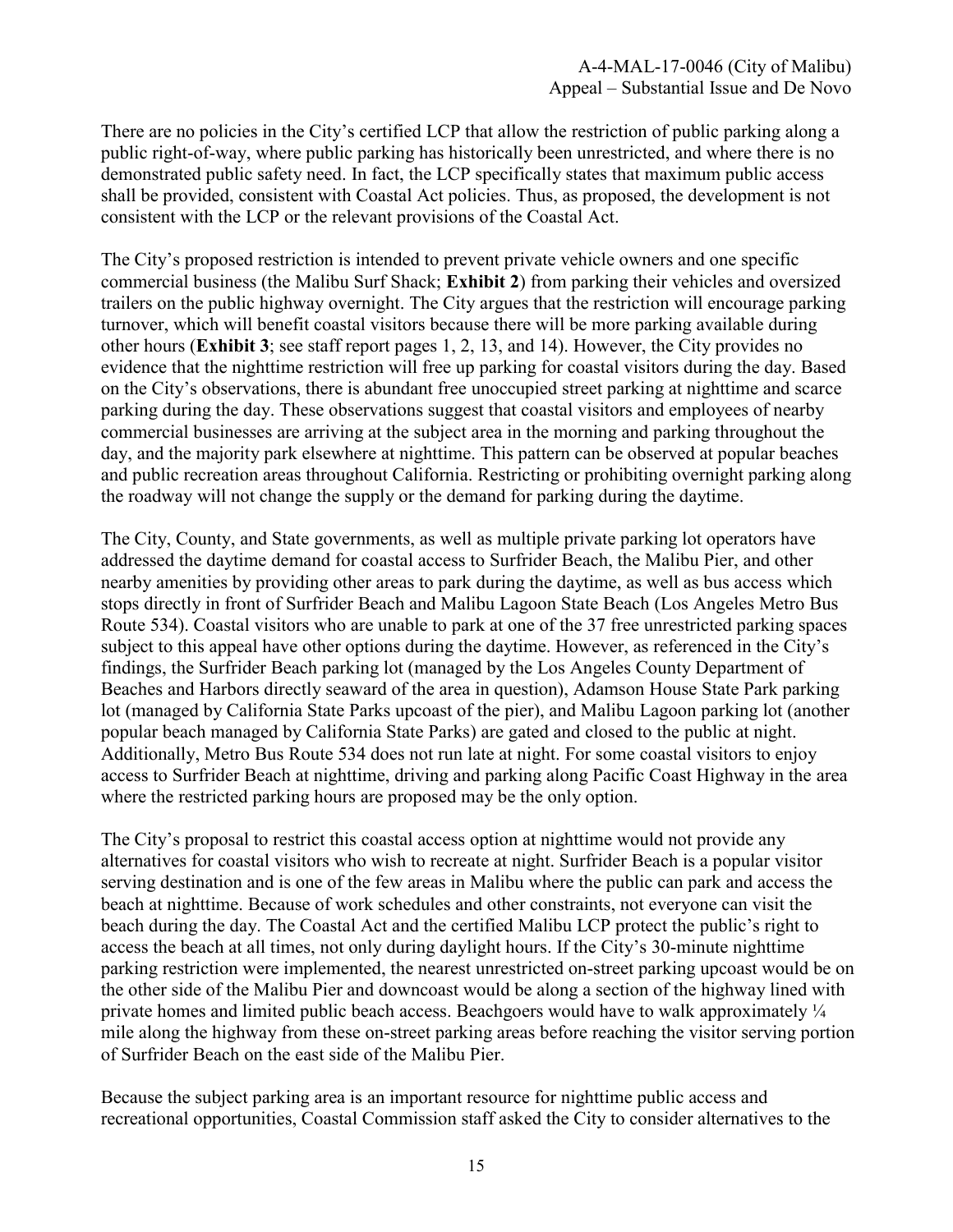There are no policies in the City's certified LCP that allow the restriction of public parking along a public right-of-way, where public parking has historically been unrestricted, and where there is no demonstrated public safety need. In fact, the LCP specifically states that maximum public access shall be provided, consistent with Coastal Act policies. Thus, as proposed, the development is not consistent with the LCP or the relevant provisions of the Coastal Act.

The City's proposed restriction is intended to prevent private vehicle owners and one specific commercial business (the Malibu Surf Shack; **Exhibit 2**) from parking their vehicles and oversized trailers on the public highway overnight. The City argues that the restriction will encourage parking turnover, which will benefit coastal visitors because there will be more parking available during other hours (**Exhibit 3**; see staff report pages 1, 2, 13, and 14). However, the City provides no evidence that the nighttime restriction will free up parking for coastal visitors during the day. Based on the City's observations, there is abundant free unoccupied street parking at nighttime and scarce parking during the day. These observations suggest that coastal visitors and employees of nearby commercial businesses are arriving at the subject area in the morning and parking throughout the day, and the majority park elsewhere at nighttime. This pattern can be observed at popular beaches and public recreation areas throughout California. Restricting or prohibiting overnight parking along the roadway will not change the supply or the demand for parking during the daytime.

The City, County, and State governments, as well as multiple private parking lot operators have addressed the daytime demand for coastal access to Surfrider Beach, the Malibu Pier, and other nearby amenities by providing other areas to park during the daytime, as well as bus access which stops directly in front of Surfrider Beach and Malibu Lagoon State Beach (Los Angeles Metro Bus Route 534). Coastal visitors who are unable to park at one of the 37 free unrestricted parking spaces subject to this appeal have other options during the daytime. However, as referenced in the City's findings, the Surfrider Beach parking lot (managed by the Los Angeles County Department of Beaches and Harbors directly seaward of the area in question), Adamson House State Park parking lot (managed by California State Parks upcoast of the pier), and Malibu Lagoon parking lot (another popular beach managed by California State Parks) are gated and closed to the public at night. Additionally, Metro Bus Route 534 does not run late at night. For some coastal visitors to enjoy access to Surfrider Beach at nighttime, driving and parking along Pacific Coast Highway in the area where the restricted parking hours are proposed may be the only option.

The City's proposal to restrict this coastal access option at nighttime would not provide any alternatives for coastal visitors who wish to recreate at night. Surfrider Beach is a popular visitor serving destination and is one of the few areas in Malibu where the public can park and access the beach at nighttime. Because of work schedules and other constraints, not everyone can visit the beach during the day. The Coastal Act and the certified Malibu LCP protect the public's right to access the beach at all times, not only during daylight hours. If the City's 30-minute nighttime parking restriction were implemented, the nearest unrestricted on-street parking upcoast would be on the other side of the Malibu Pier and downcoast would be along a section of the highway lined with private homes and limited public beach access. Beachgoers would have to walk approximately ¼ mile along the highway from these on-street parking areas before reaching the visitor serving portion of Surfrider Beach on the east side of the Malibu Pier.

Because the subject parking area is an important resource for nighttime public access and recreational opportunities, Coastal Commission staff asked the City to consider alternatives to the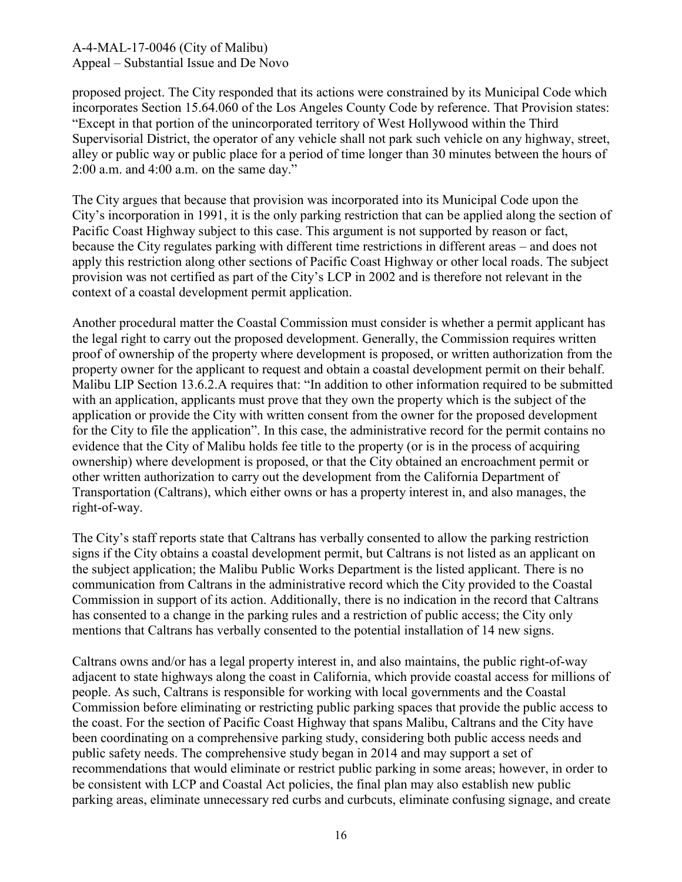proposed project. The City responded that its actions were constrained by its Municipal Code which incorporates Section 15.64.060 of the Los Angeles County Code by reference. That Provision states: "Except in that portion of the unincorporated territory of West Hollywood within the Third Supervisorial District, the operator of any vehicle shall not park such vehicle on any highway, street, alley or public way or public place for a period of time longer than 30 minutes between the hours of 2:00 a.m. and 4:00 a.m. on the same day."

The City argues that because that provision was incorporated into its Municipal Code upon the City's incorporation in 1991, it is the only parking restriction that can be applied along the section of Pacific Coast Highway subject to this case. This argument is not supported by reason or fact, because the City regulates parking with different time restrictions in different areas – and does not apply this restriction along other sections of Pacific Coast Highway or other local roads. The subject provision was not certified as part of the City's LCP in 2002 and is therefore not relevant in the context of a coastal development permit application.

Another procedural matter the Coastal Commission must consider is whether a permit applicant has the legal right to carry out the proposed development. Generally, the Commission requires written proof of ownership of the property where development is proposed, or written authorization from the property owner for the applicant to request and obtain a coastal development permit on their behalf. Malibu LIP Section 13.6.2.A requires that: "In addition to other information required to be submitted with an application, applicants must prove that they own the property which is the subject of the application or provide the City with written consent from the owner for the proposed development for the City to file the application". In this case, the administrative record for the permit contains no evidence that the City of Malibu holds fee title to the property (or is in the process of acquiring ownership) where development is proposed, or that the City obtained an encroachment permit or other written authorization to carry out the development from the California Department of Transportation (Caltrans), which either owns or has a property interest in, and also manages, the right-of-way.

The City's staff reports state that Caltrans has verbally consented to allow the parking restriction signs if the City obtains a coastal development permit, but Caltrans is not listed as an applicant on the subject application; the Malibu Public Works Department is the listed applicant. There is no communication from Caltrans in the administrative record which the City provided to the Coastal Commission in support of its action. Additionally, there is no indication in the record that Caltrans has consented to a change in the parking rules and a restriction of public access; the City only mentions that Caltrans has verbally consented to the potential installation of 14 new signs.

Caltrans owns and/or has a legal property interest in, and also maintains, the public right-of-way adjacent to state highways along the coast in California, which provide coastal access for millions of people. As such, Caltrans is responsible for working with local governments and the Coastal Commission before eliminating or restricting public parking spaces that provide the public access to the coast. For the section of Pacific Coast Highway that spans Malibu, Caltrans and the City have been coordinating on a comprehensive parking study, considering both public access needs and public safety needs. The comprehensive study began in 2014 and may support a set of recommendations that would eliminate or restrict public parking in some areas; however, in order to be consistent with LCP and Coastal Act policies, the final plan may also establish new public parking areas, eliminate unnecessary red curbs and curbcuts, eliminate confusing signage, and create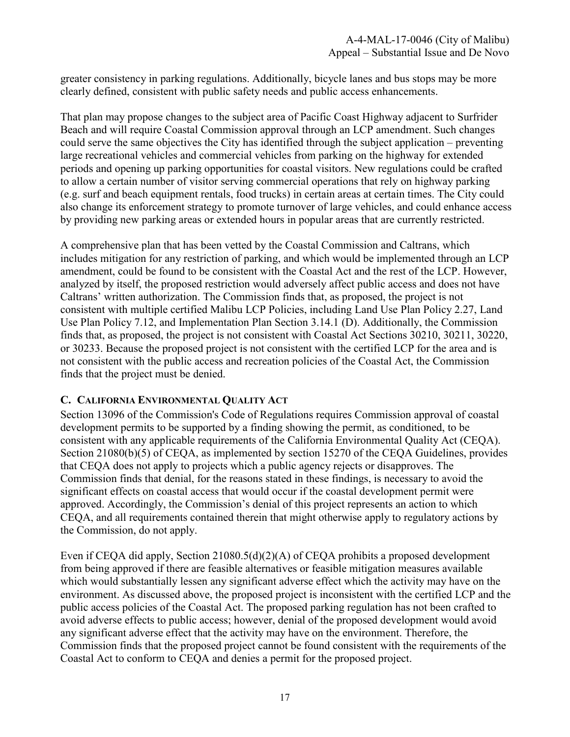greater consistency in parking regulations. Additionally, bicycle lanes and bus stops may be more clearly defined, consistent with public safety needs and public access enhancements.

That plan may propose changes to the subject area of Pacific Coast Highway adjacent to Surfrider Beach and will require Coastal Commission approval through an LCP amendment. Such changes could serve the same objectives the City has identified through the subject application – preventing large recreational vehicles and commercial vehicles from parking on the highway for extended periods and opening up parking opportunities for coastal visitors. New regulations could be crafted to allow a certain number of visitor serving commercial operations that rely on highway parking (e.g. surf and beach equipment rentals, food trucks) in certain areas at certain times. The City could also change its enforcement strategy to promote turnover of large vehicles, and could enhance access by providing new parking areas or extended hours in popular areas that are currently restricted.

A comprehensive plan that has been vetted by the Coastal Commission and Caltrans, which includes mitigation for any restriction of parking, and which would be implemented through an LCP amendment, could be found to be consistent with the Coastal Act and the rest of the LCP. However, analyzed by itself, the proposed restriction would adversely affect public access and does not have Caltrans' written authorization. The Commission finds that, as proposed, the project is not consistent with multiple certified Malibu LCP Policies, including Land Use Plan Policy 2.27, Land Use Plan Policy 7.12, and Implementation Plan Section 3.14.1 (D). Additionally, the Commission finds that, as proposed, the project is not consistent with Coastal Act Sections 30210, 30211, 30220, or 30233. Because the proposed project is not consistent with the certified LCP for the area and is not consistent with the public access and recreation policies of the Coastal Act, the Commission finds that the project must be denied.

## C. California Environmental Quality Act

Section 13096 of the Commission's Code of Regulations requires Commission approval of coastal development permits to be supported by a finding showing the permit, as conditioned, to be consistent with any applicable requirements of the California Environmental Quality Act (CEQA). Section 21080(b)(5) of CEQA, as implemented by section 15270 of the CEQA Guidelines, provides that CEQA does not apply to projects which a public agency rejects or disapproves. The Commission finds that denial, for the reasons stated in these findings, is necessary to avoid the significant effects on coastal access that would occur if the coastal development permit were approved. Accordingly, the Commission's denial of this project represents an action to which CEQA, and all requirements contained therein that might otherwise apply to regulatory actions by the Commission, do not apply.

Even if CEQA did apply, Section 21080.5(d)(2)(A) of CEQA prohibits a proposed development from being approved if there are feasible alternatives or feasible mitigation measures available which would substantially lessen any significant adverse effect which the activity may have on the environment. As discussed above, the proposed project is inconsistent with the certified LCP and the public access policies of the Coastal Act. The proposed parking regulation has not been crafted to avoid adverse effects to public access; however, denial of the proposed development would avoid any significant adverse effect that the activity may have on the environment. Therefore, the Commission finds that the proposed project cannot be found consistent with the requirements of the Coastal Act to conform to CEQA and denies a permit for the proposed project.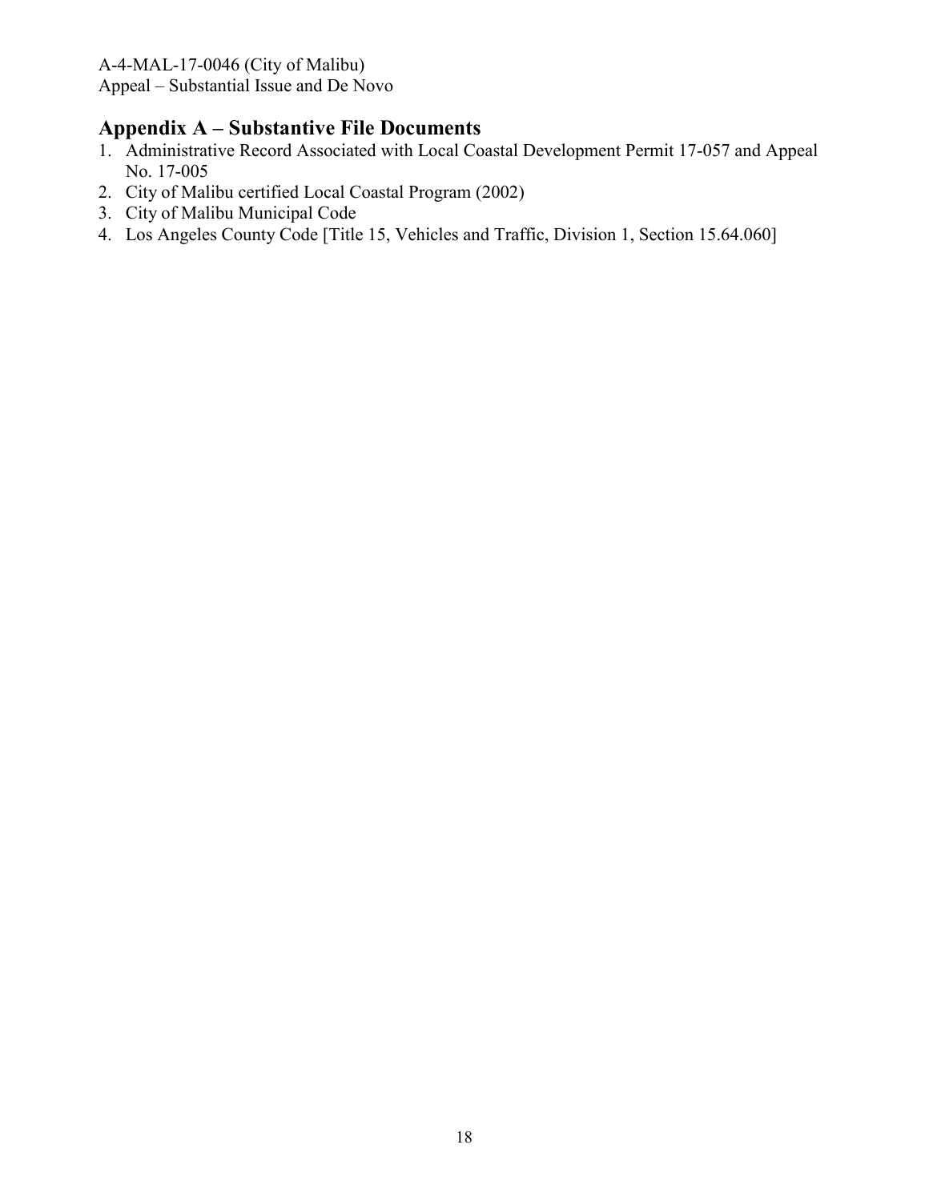## Appendix A – Substantive File Documents

1. Administrative Record Associated with Local Coastal Development Permit 17-057 and Appeal No. 17-005
2. City of Malibu certified Local Coastal Program (2002)
3. City of Malibu Municipal Code
4. Los Angeles County Code [Title 15, Vehicles and Traffic, Division 1, Section 15.64.060]